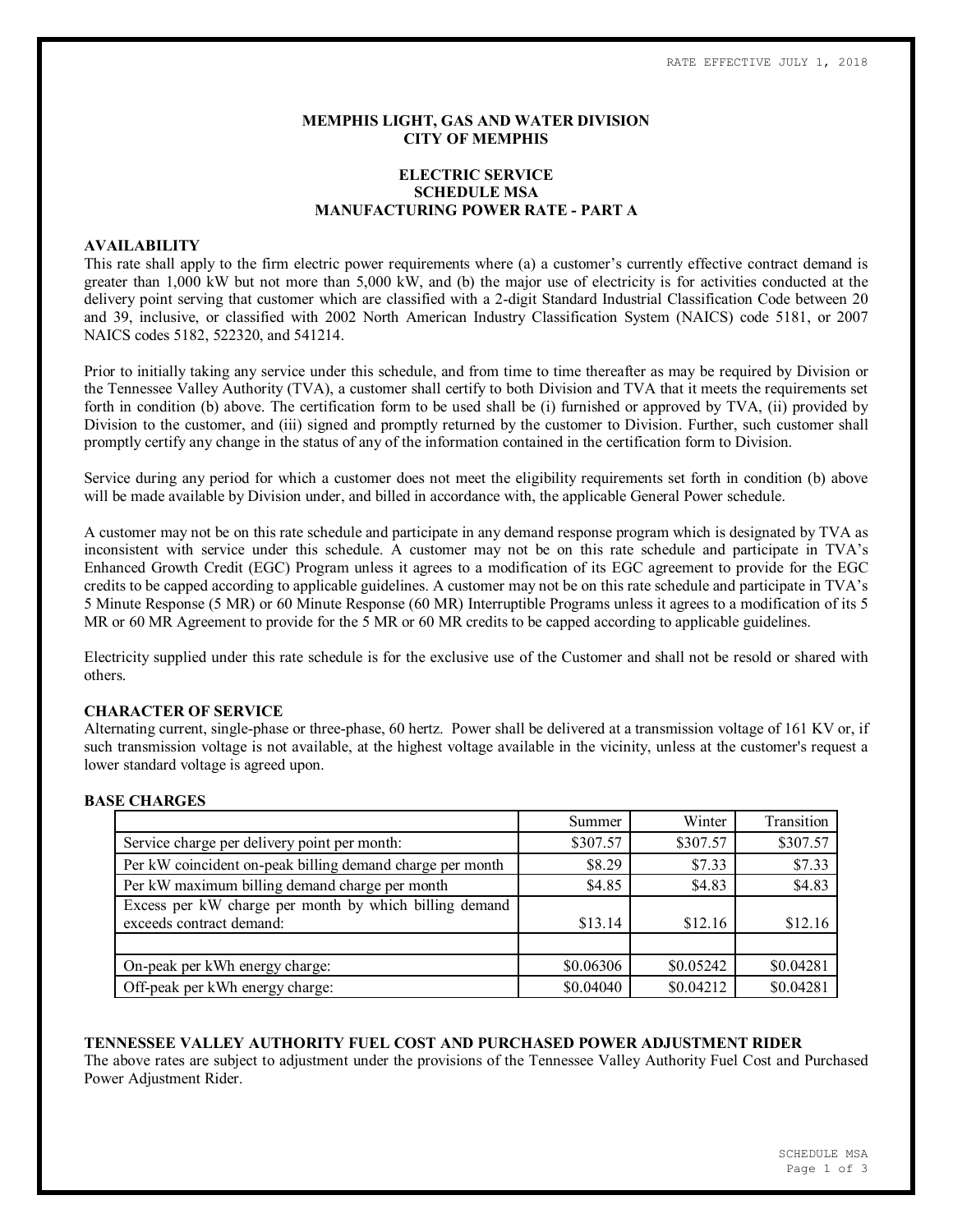RATE EFFECTIVE JULY 1, 2018

**MEMPHIS LIGHT, GAS AND WATER DIVISION**
**CITY OF MEMPHIS**

**ELECTRIC SERVICE**
**SCHEDULE MSA**
**MANUFACTURING POWER RATE - PART A**

## AVAILABILITY

This rate shall apply to the firm electric power requirements where (a) a customer's currently effective contract demand is greater than 1,000 kW but not more than 5,000 kW, and (b) the major use of electricity is for activities conducted at the delivery point serving that customer which are classified with a 2-digit Standard Industrial Classification Code between 20 and 39, inclusive, or classified with 2002 North American Industry Classification System (NAICS) code 5181, or 2007 NAICS codes 5182, 522320, and 541214.

Prior to initially taking any service under this schedule, and from time to time thereafter as may be required by Division or the Tennessee Valley Authority (TVA), a customer shall certify to both Division and TVA that it meets the requirements set forth in condition (b) above. The certification form to be used shall be (i) furnished or approved by TVA, (ii) provided by Division to the customer, and (iii) signed and promptly returned by the customer to Division. Further, such customer shall promptly certify any change in the status of any of the information contained in the certification form to Division.

Service during any period for which a customer does not meet the eligibility requirements set forth in condition (b) above will be made available by Division under, and billed in accordance with, the applicable General Power schedule.

A customer may not be on this rate schedule and participate in any demand response program which is designated by TVA as inconsistent with service under this schedule. A customer may not be on this rate schedule and participate in TVA's Enhanced Growth Credit (EGC) Program unless it agrees to a modification of its EGC agreement to provide for the EGC credits to be capped according to applicable guidelines. A customer may not be on this rate schedule and participate in TVA's 5 Minute Response (5 MR) or 60 Minute Response (60 MR) Interruptible Programs unless it agrees to a modification of its 5 MR or 60 MR Agreement to provide for the 5 MR or 60 MR credits to be capped according to applicable guidelines.

Electricity supplied under this rate schedule is for the exclusive use of the Customer and shall not be resold or shared with others.

## CHARACTER OF SERVICE

Alternating current, single-phase or three-phase, 60 hertz. Power shall be delivered at a transmission voltage of 161 KV or, if such transmission voltage is not available, at the highest voltage available in the vicinity, unless at the customer's request a lower standard voltage is agreed upon.

## BASE CHARGES

| | Summer | Winter | Transition |
|---|---|---|---|
| Service charge per delivery point per month: | $307.57 | $307.57 | $307.57 |
| Per kW coincident on-peak billing demand charge per month | $8.29 | $7.33 | $7.33 |
| Per kW maximum billing demand charge per month | $4.85 | $4.83 | $4.83 |
| Excess per kW charge per month by which billing demand exceeds contract demand: | $13.14 | $12.16 | $12.16 |
| | | | |
| On-peak per kWh energy charge: | $0.06306 | $0.05242 | $0.04281 |
| Off-peak per kWh energy charge: | $0.04040 | $0.04212 | $0.04281 |

## TENNESSEE VALLEY AUTHORITY FUEL COST AND PURCHASED POWER ADJUSTMENT RIDER

The above rates are subject to adjustment under the provisions of the Tennessee Valley Authority Fuel Cost and Purchased Power Adjustment Rider.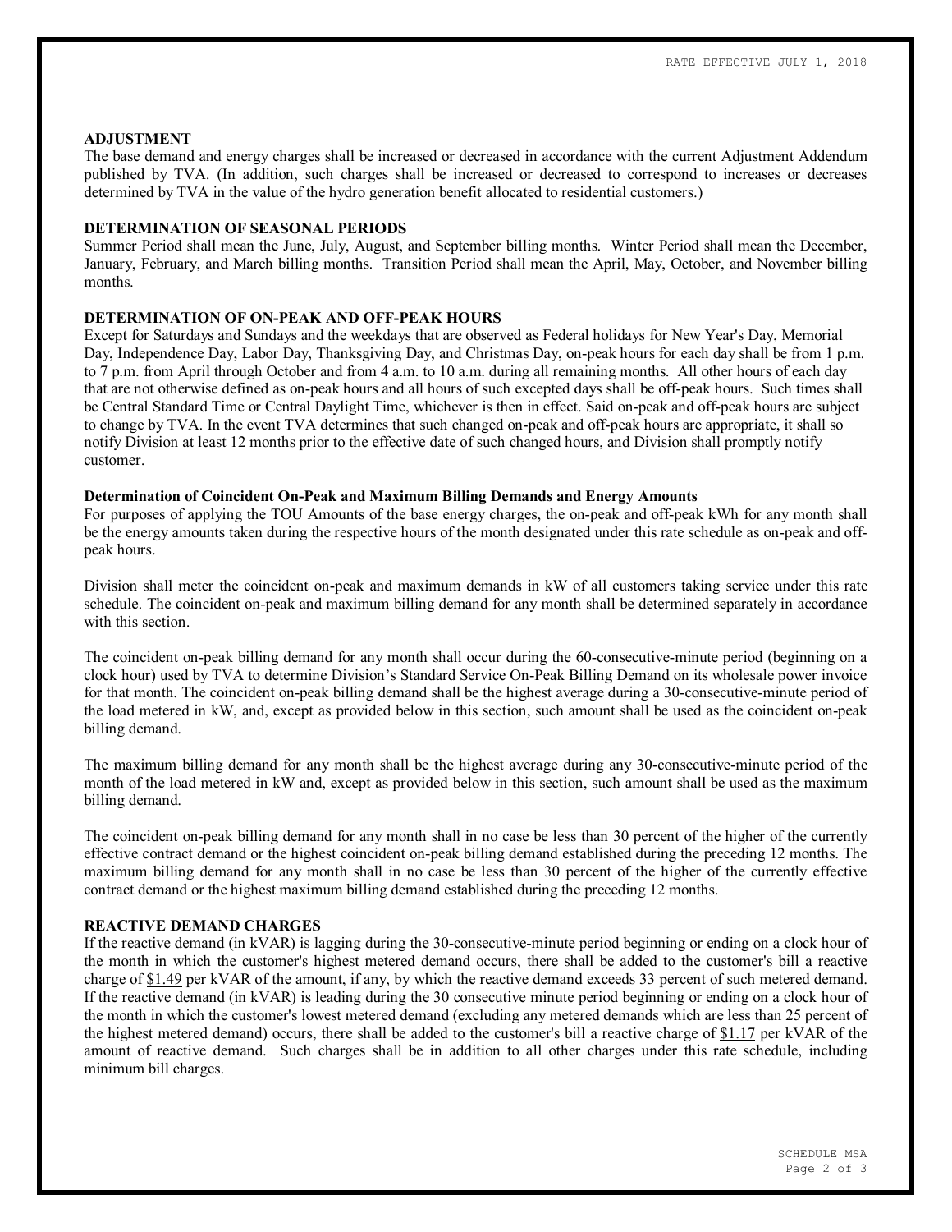## ADJUSTMENT

The base demand and energy charges shall be increased or decreased in accordance with the current Adjustment Addendum published by TVA. (In addition, such charges shall be increased or decreased to correspond to increases or decreases determined by TVA in the value of the hydro generation benefit allocated to residential customers.)

## DETERMINATION OF SEASONAL PERIODS

Summer Period shall mean the June, July, August, and September billing months. Winter Period shall mean the December, January, February, and March billing months. Transition Period shall mean the April, May, October, and November billing months.

## DETERMINATION OF ON-PEAK AND OFF-PEAK HOURS

Except for Saturdays and Sundays and the weekdays that are observed as Federal holidays for New Year's Day, Memorial Day, Independence Day, Labor Day, Thanksgiving Day, and Christmas Day, on-peak hours for each day shall be from 1 p.m. to 7 p.m. from April through October and from 4 a.m. to 10 a.m. during all remaining months. All other hours of each day that are not otherwise defined as on-peak hours and all hours of such excepted days shall be off-peak hours. Such times shall be Central Standard Time or Central Daylight Time, whichever is then in effect. Said on-peak and off-peak hours are subject to change by TVA. In the event TVA determines that such changed on-peak and off-peak hours are appropriate, it shall so notify Division at least 12 months prior to the effective date of such changed hours, and Division shall promptly notify customer.

### Determination of Coincident On-Peak and Maximum Billing Demands and Energy Amounts

For purposes of applying the TOU Amounts of the base energy charges, the on-peak and off-peak kWh for any month shall be the energy amounts taken during the respective hours of the month designated under this rate schedule as on-peak and off-peak hours.

Division shall meter the coincident on-peak and maximum demands in kW of all customers taking service under this rate schedule. The coincident on-peak and maximum billing demand for any month shall be determined separately in accordance with this section.

The coincident on-peak billing demand for any month shall occur during the 60-consecutive-minute period (beginning on a clock hour) used by TVA to determine Division's Standard Service On-Peak Billing Demand on its wholesale power invoice for that month. The coincident on-peak billing demand shall be the highest average during a 30-consecutive-minute period of the load metered in kW, and, except as provided below in this section, such amount shall be used as the coincident on-peak billing demand.

The maximum billing demand for any month shall be the highest average during any 30-consecutive-minute period of the month of the load metered in kW and, except as provided below in this section, such amount shall be used as the maximum billing demand.

The coincident on-peak billing demand for any month shall in no case be less than 30 percent of the higher of the currently effective contract demand or the highest coincident on-peak billing demand established during the preceding 12 months. The maximum billing demand for any month shall in no case be less than 30 percent of the higher of the currently effective contract demand or the highest maximum billing demand established during the preceding 12 months.

## REACTIVE DEMAND CHARGES

If the reactive demand (in kVAR) is lagging during the 30-consecutive-minute period beginning or ending on a clock hour of the month in which the customer's highest metered demand occurs, there shall be added to the customer's bill a reactive charge of $1.49 per kVAR of the amount, if any, by which the reactive demand exceeds 33 percent of such metered demand. If the reactive demand (in kVAR) is leading during the 30 consecutive minute period beginning or ending on a clock hour of the month in which the customer's lowest metered demand (excluding any metered demands which are less than 25 percent of the highest metered demand) occurs, there shall be added to the customer's bill a reactive charge of $1.17 per kVAR of the amount of reactive demand. Such charges shall be in addition to all other charges under this rate schedule, including minimum bill charges.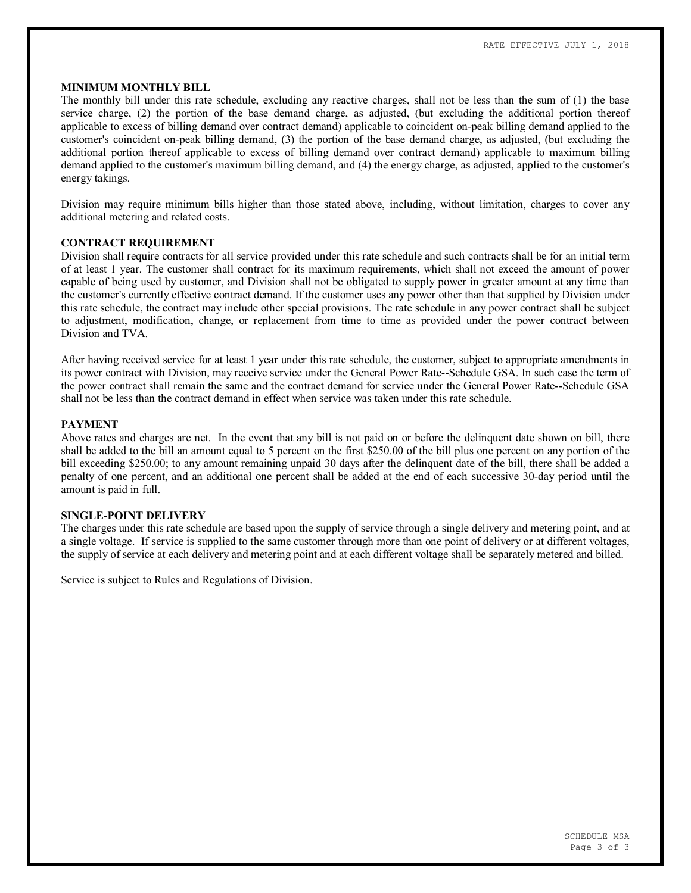## MINIMUM MONTHLY BILL

The monthly bill under this rate schedule, excluding any reactive charges, shall not be less than the sum of (1) the base service charge, (2) the portion of the base demand charge, as adjusted, (but excluding the additional portion thereof applicable to excess of billing demand over contract demand) applicable to coincident on-peak billing demand applied to the customer's coincident on-peak billing demand, (3) the portion of the base demand charge, as adjusted, (but excluding the additional portion thereof applicable to excess of billing demand over contract demand) applicable to maximum billing demand applied to the customer's maximum billing demand, and (4) the energy charge, as adjusted, applied to the customer's energy takings.

Division may require minimum bills higher than those stated above, including, without limitation, charges to cover any additional metering and related costs.

## CONTRACT REQUIREMENT

Division shall require contracts for all service provided under this rate schedule and such contracts shall be for an initial term of at least 1 year. The customer shall contract for its maximum requirements, which shall not exceed the amount of power capable of being used by customer, and Division shall not be obligated to supply power in greater amount at any time than the customer's currently effective contract demand. If the customer uses any power other than that supplied by Division under this rate schedule, the contract may include other special provisions. The rate schedule in any power contract shall be subject to adjustment, modification, change, or replacement from time to time as provided under the power contract between Division and TVA.

After having received service for at least 1 year under this rate schedule, the customer, subject to appropriate amendments in its power contract with Division, may receive service under the General Power Rate--Schedule GSA. In such case the term of the power contract shall remain the same and the contract demand for service under the General Power Rate--Schedule GSA shall not be less than the contract demand in effect when service was taken under this rate schedule.

## PAYMENT

Above rates and charges are net. In the event that any bill is not paid on or before the delinquent date shown on bill, there shall be added to the bill an amount equal to 5 percent on the first $250.00 of the bill plus one percent on any portion of the bill exceeding $250.00; to any amount remaining unpaid 30 days after the delinquent date of the bill, there shall be added a penalty of one percent, and an additional one percent shall be added at the end of each successive 30-day period until the amount is paid in full.

## SINGLE-POINT DELIVERY

The charges under this rate schedule are based upon the supply of service through a single delivery and metering point, and at a single voltage. If service is supplied to the same customer through more than one point of delivery or at different voltages, the supply of service at each delivery and metering point and at each different voltage shall be separately metered and billed.

Service is subject to Rules and Regulations of Division.